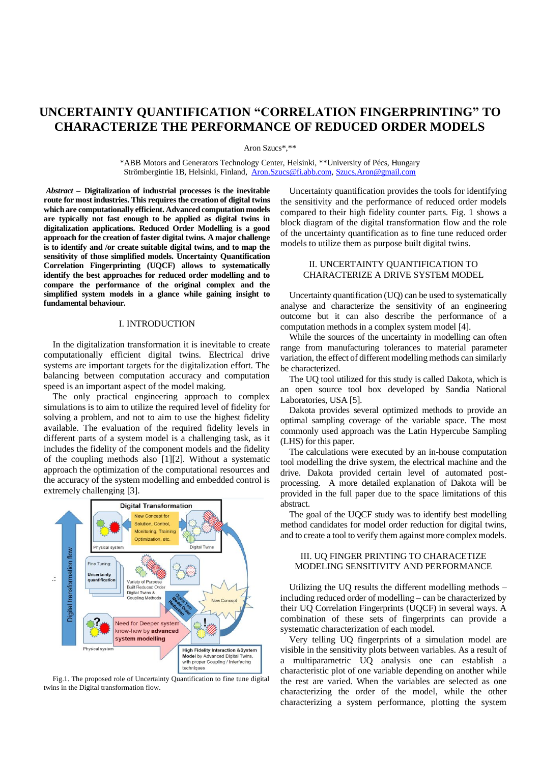# UNCERTAINTY QUANTIFICATION "CORRELATION FINGERPRINTING" TO CHARACTERIZE THE PERFORMANCE OF REDUCED ORDER MODELS

Aron Szucs*,**

*ABB Motors and Generators Technology Center, Helsinki, **University of Pécs, Hungary
Strömbergintie 1B, Helsinki, Finland, Aron.Szucs@fi.abb.com, Szucs.Aron@gmail.com

***Abstract* – Digitalization of industrial processes is the inevitable route for most industries. This requires the creation of digital twins which are computationally efficient. Advanced computation models are typically not fast enough to be applied as digital twins in digitalization applications. Reduced Order Modelling is a good approach for the creation of faster digital twins. A major challenge is to identify and /or create suitable digital twins, and to map the sensitivity of those simplified models. Uncertainty Quantification Correlation Fingerprinting (UQCF) allows to systematically identify the best approaches for reduced order modelling and to compare the performance of the original complex and the simplified system models in a glance while gaining insight to fundamental behaviour.**

## I. INTRODUCTION

In the digitalization transformation it is inevitable to create computationally efficient digital twins. Electrical drive systems are important targets for the digitalization effort. The balancing between computation accuracy and computation speed is an important aspect of the model making.

The only practical engineering approach to complex simulations is to aim to utilize the required level of fidelity for solving a problem, and not to aim to use the highest fidelity available. The evaluation of the required fidelity levels in different parts of a system model is a challenging task, as it includes the fidelity of the component models and the fidelity of the coupling methods also [1][2]. Without a systematic approach the optimization of the computational resources and the accuracy of the system modelling and embedded control is extremely challenging [3].

Fig.1. The proposed role of Uncertainty Quantification to fine tune digital twins in the Digital transformation flow.

Uncertainty quantification provides the tools for identifying the sensitivity and the performance of reduced order models compared to their high fidelity counter parts. Fig. 1 shows a block diagram of the digital transformation flow and the role of the uncertainty quantification as to fine tune reduced order models to utilize them as purpose built digital twins.

## II. UNCERTAINTY QUANTIFICATION TO CHARACTERIZE A DRIVE SYSTEM MODEL

Uncertainty quantification (UQ) can be used to systematically analyse and characterize the sensitivity of an engineering outcome but it can also describe the performance of a computation methods in a complex system model [4].

While the sources of the uncertainty in modelling can often range from manufacturing tolerances to material parameter variation, the effect of different modelling methods can similarly be characterized.

The UQ tool utilized for this study is called Dakota, which is an open source tool box developed by Sandia National Laboratories, USA [5].

Dakota provides several optimized methods to provide an optimal sampling coverage of the variable space. The most commonly used approach was the Latin Hypercube Sampling (LHS) for this paper.

The calculations were executed by an in-house computation tool modelling the drive system, the electrical machine and the drive. Dakota provided certain level of automated post-processing. A more detailed explanation of Dakota will be provided in the full paper due to the space limitations of this abstract.

The goal of the UQCF study was to identify best modelling method candidates for model order reduction for digital twins, and to create a tool to verify them against more complex models.

## III. UQ FINGER PRINTING TO CHARACETIZE MODELING SENSITIVITY AND PERFORMANCE

Utilizing the UQ results the different modelling methods – including reduced order of modelling – can be characterized by their UQ Correlation Fingerprints (UQCF) in several ways. A combination of these sets of fingerprints can provide a systematic characterization of each model.

Very telling UQ fingerprints of a simulation model are visible in the sensitivity plots between variables. As a result of a multiparametric UQ analysis one can establish a characteristic plot of one variable depending on another while the rest are varied. When the variables are selected as one characterizing the order of the model, while the other characterizing a system performance, plotting the system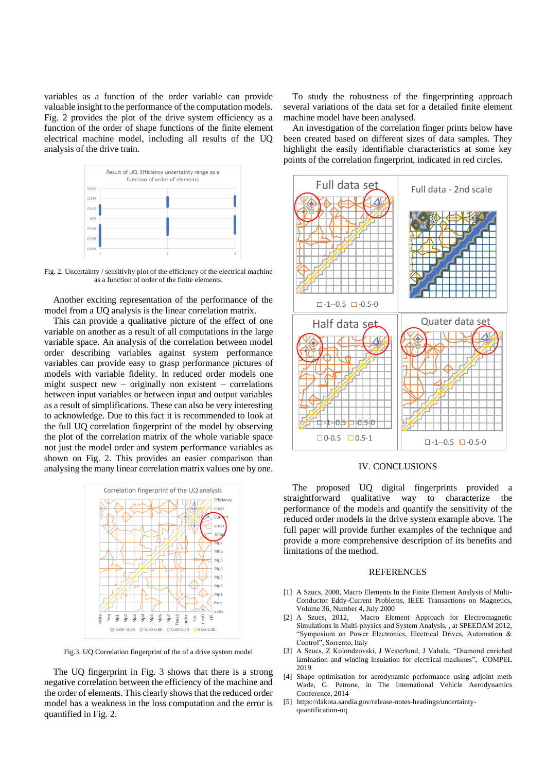variables as a function of the order variable can provide valuable insight to the performance of the computation models. Fig. 2 provides the plot of the drive system efficiency as a function of the order of shape functions of the finite element electrical machine model, including all results of the UQ analysis of the drive train.

Result of UQ: Efficiency uncertainty range as a function of order of elements

0.976
0.974
0.972
0.97
0.968
0.966
0.964
1
2
3

Fig. 2. Uncertainty / sensitivity plot of the efficiency of the electrical machine as a function of order of the finite elements.

Another exciting representation of the performance of the model from a UQ analysis is the linear correlation matrix.

This can provide a qualitative picture of the effect of one variable on another as a result of all computations in the large variable space. An analysis of the correlation between model order describing variables against system performance variables can provide easy to grasp performance pictures of models with variable fidelity. In reduced order models one might suspect new – originally non existent – correlations between input variables or between input and output variables as a result of simplifications. These can also be very interesting to acknowledge. Due to this fact it is recommended to look at the full UQ correlation fingerprint of the model by observing the plot of the correlation matrix of the whole variable space not just the model order and system performance variables as shown on Fig. 2. This provides an easier comparison than analysing the many linear correlation matrix values one by one.

Correlation fingerprint of the UQ analysis

Efficiency
CosFi
Current
order
Time5
Mp7
MP6
Mp5
Mp4
Mp3
Mp2
Mp1
freq
delta

delta
freq
Mp1
Mp2
Mp3
Mp4
Mp5
MP6
Mp7
Time5
order
Cur.
CosFi
Eff.

-1.00–0.50
-0.50-0.00
0.00-0.50
0.50-1.00

Fig.3. UQ Correlation fingerprint of the of a drive system model

The UQ fingerprint in Fig. 3 shows that there is a strong negative correlation between the efficiency of the machine and the order of elements. This clearly shows that the reduced order model has a weakness in the loss computation and the error is quantified in Fig. 2.

To study the robustness of the fingerprinting approach several variations of the data set for a detailed finite element machine model have been analysed.

An investigation of the correlation finger prints below have been created based on different sizes of data samples. They highlight the easily identifiable characteristics at some key points of the correlation fingerprint, indicated in red circles.

Full data set

-1--0.5
-0.5-0

Full data - 2nd scale

Half data set

-1--0.5
-0.5-0
0-0.5
0.5-1

Quater data set

-1--0.5
-0.5-0

## IV. CONCLUSIONS

The proposed UQ digital fingerprints provided a straightforward qualitative way to characterize the performance of the models and quantify the sensitivity of the reduced order models in the drive system example above. The full paper will provide further examples of the technique and provide a more comprehensive description of its benefits and limitations of the method.

## REFERENCES

[1] A Szucs, 2000, Macro Elements In the Finite Element Analysis of Multi-Conductor Eddy-Current Problems, IEEE Transactions on Magnetics, Volume 36, Number 4, July 2000

[2] A Szucs, 2012, Macro Element Approach for Electromagnetic Simulations in Multi-physics and System Analysis, , at SPEEDAM 2012, "Symposium on Power Electronics, Electrical Drives, Automation & Control", Sorrento, Italy

[3] A Szucs, Z Kolondzovski, J Westerlund, J Vahala, "Diamond enriched lamination and winding insulation for electrical machines", COMPEL 2019

[4] Shape optimisation for aerodynamic performance using adjoint meth Wade, G. Petrone, in The International Vehicle Aerodynamics Conference, 2014

[5] https://dakota.sandia.gov/release-notes-headings/uncertainty-quantification-uq